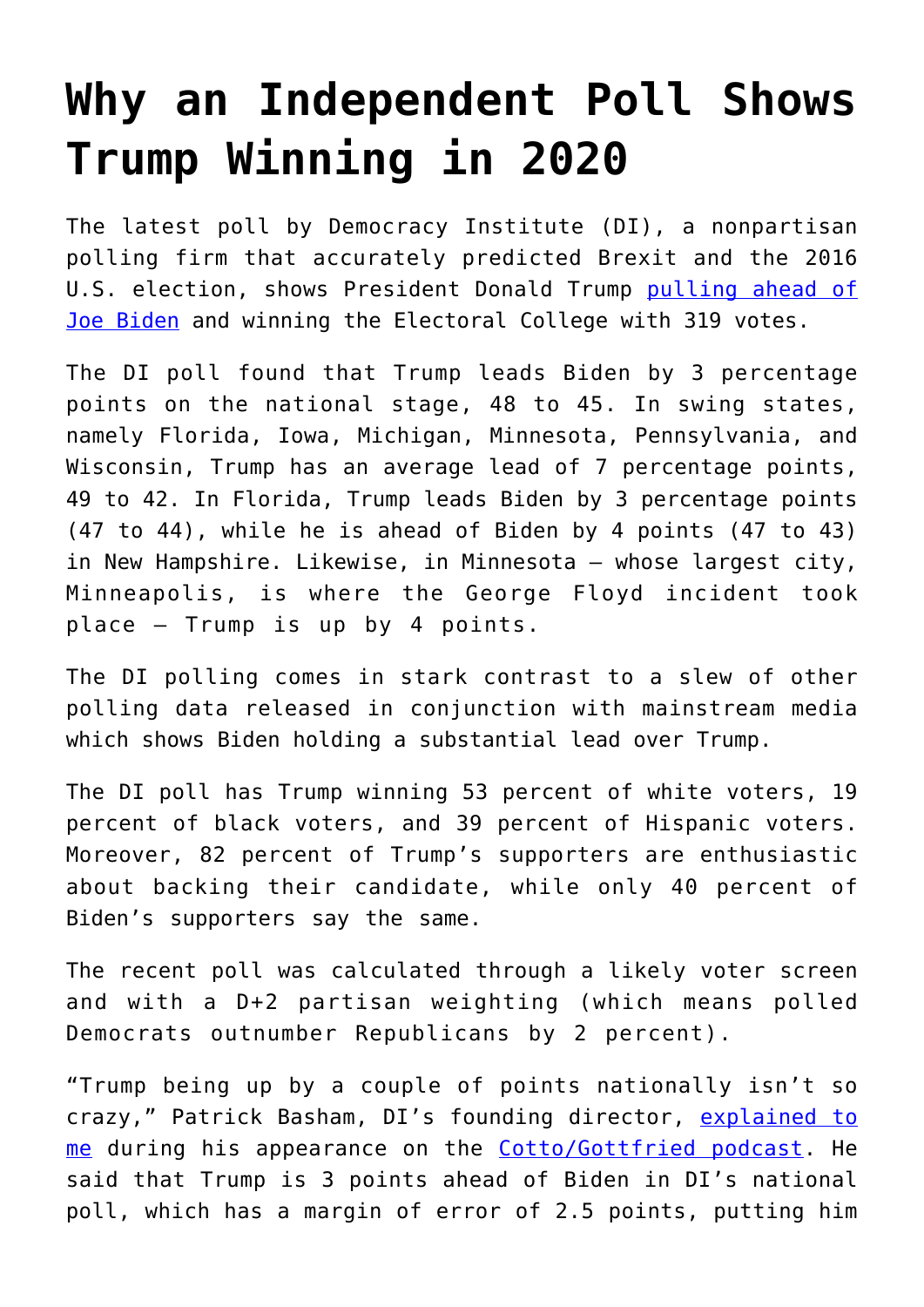# Why an Independent Poll Shows Trump Winning in 2020

The latest poll by Democracy Institute (DI), a nonpartisan polling firm that accurately predicted Brexit and the 2016 U.S. election, shows President Donald Trump [pulling ahead of Joe Biden] and winning the Electoral College with 319 votes.

The DI poll found that Trump leads Biden by 3 percentage points on the national stage, 48 to 45. In swing states, namely Florida, Iowa, Michigan, Minnesota, Pennsylvania, and Wisconsin, Trump has an average lead of 7 percentage points, 49 to 42. In Florida, Trump leads Biden by 3 percentage points (47 to 44), while he is ahead of Biden by 4 points (47 to 43) in New Hampshire. Likewise, in Minnesota – whose largest city, Minneapolis, is where the George Floyd incident took place – Trump is up by 4 points.

The DI polling comes in stark contrast to a slew of other polling data released in conjunction with mainstream media which shows Biden holding a substantial lead over Trump.

The DI poll has Trump winning 53 percent of white voters, 19 percent of black voters, and 39 percent of Hispanic voters. Moreover, 82 percent of Trump's supporters are enthusiastic about backing their candidate, while only 40 percent of Biden's supporters say the same.

The recent poll was calculated through a likely voter screen and with a D+2 partisan weighting (which means polled Democrats outnumber Republicans by 2 percent).

"Trump being up by a couple of points nationally isn't so crazy," Patrick Basham, DI's founding director, [explained to me] during his appearance on the [Cotto/Gottfried podcast]. He said that Trump is 3 points ahead of Biden in DI's national poll, which has a margin of error of 2.5 points, putting him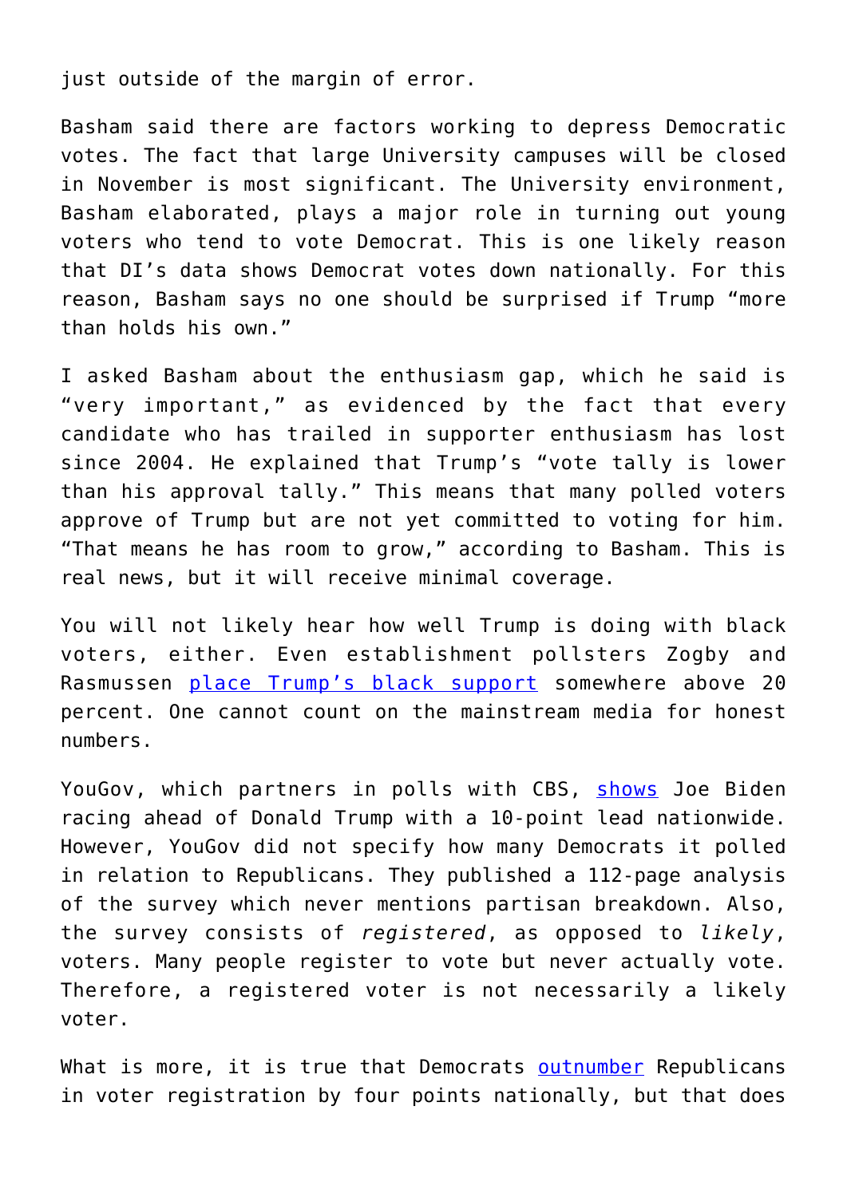just outside of the margin of error.

Basham said there are factors working to depress Democratic votes. The fact that large University campuses will be closed in November is most significant. The University environment, Basham elaborated, plays a major role in turning out young voters who tend to vote Democrat. This is one likely reason that DI's data shows Democrat votes down nationally. For this reason, Basham says no one should be surprised if Trump "more than holds his own."

I asked Basham about the enthusiasm gap, which he said is "very important," as evidenced by the fact that every candidate who has trailed in supporter enthusiasm has lost since 2004. He explained that Trump's "vote tally is lower than his approval tally." This means that many polled voters approve of Trump but are not yet committed to voting for him. "That means he has room to grow," according to Basham. This is real news, but it will receive minimal coverage.

You will not likely hear how well Trump is doing with black voters, either. Even establishment pollsters Zogby and Rasmussen place Trump's black support somewhere above 20 percent. One cannot count on the mainstream media for honest numbers.

YouGov, which partners in polls with CBS, shows Joe Biden racing ahead of Donald Trump with a 10-point lead nationwide. However, YouGov did not specify how many Democrats it polled in relation to Republicans. They published a 112-page analysis of the survey which never mentions partisan breakdown. Also, the survey consists of *registered*, as opposed to *likely*, voters. Many people register to vote but never actually vote. Therefore, a registered voter is not necessarily a likely voter.

What is more, it is true that Democrats outnumber Republicans in voter registration by four points nationally, but that does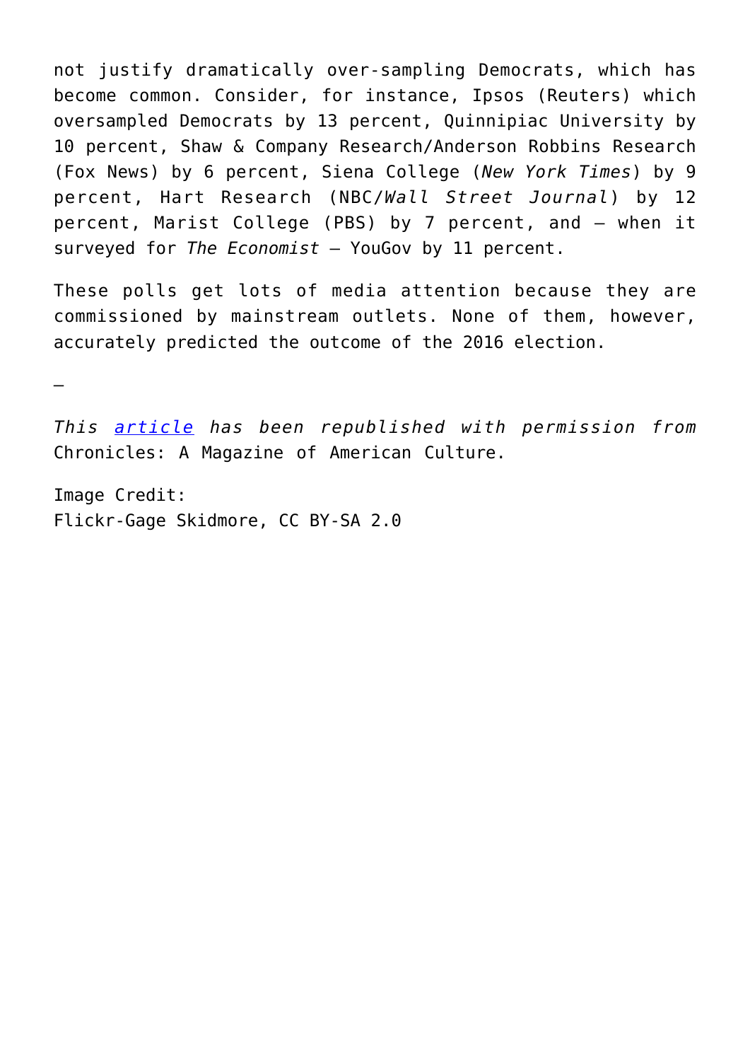not justify dramatically over-sampling Democrats, which has become common. Consider, for instance, Ipsos (Reuters) which oversampled Democrats by 13 percent, Quinnipiac University by 10 percent, Shaw & Company Research/Anderson Robbins Research (Fox News) by 6 percent, Siena College (*New York Times*) by 9 percent, Hart Research (NBC/*Wall Street Journal*) by 12 percent, Marist College (PBS) by 7 percent, and – when it surveyed for *The Economist* – YouGov by 11 percent.

These polls get lots of media attention because they are commissioned by mainstream outlets. None of them, however, accurately predicted the outcome of the 2016 election.

—

*This article has been republished with permission from* Chronicles: A Magazine of American Culture.

Image Credit:
Flickr-Gage Skidmore, CC BY-SA 2.0